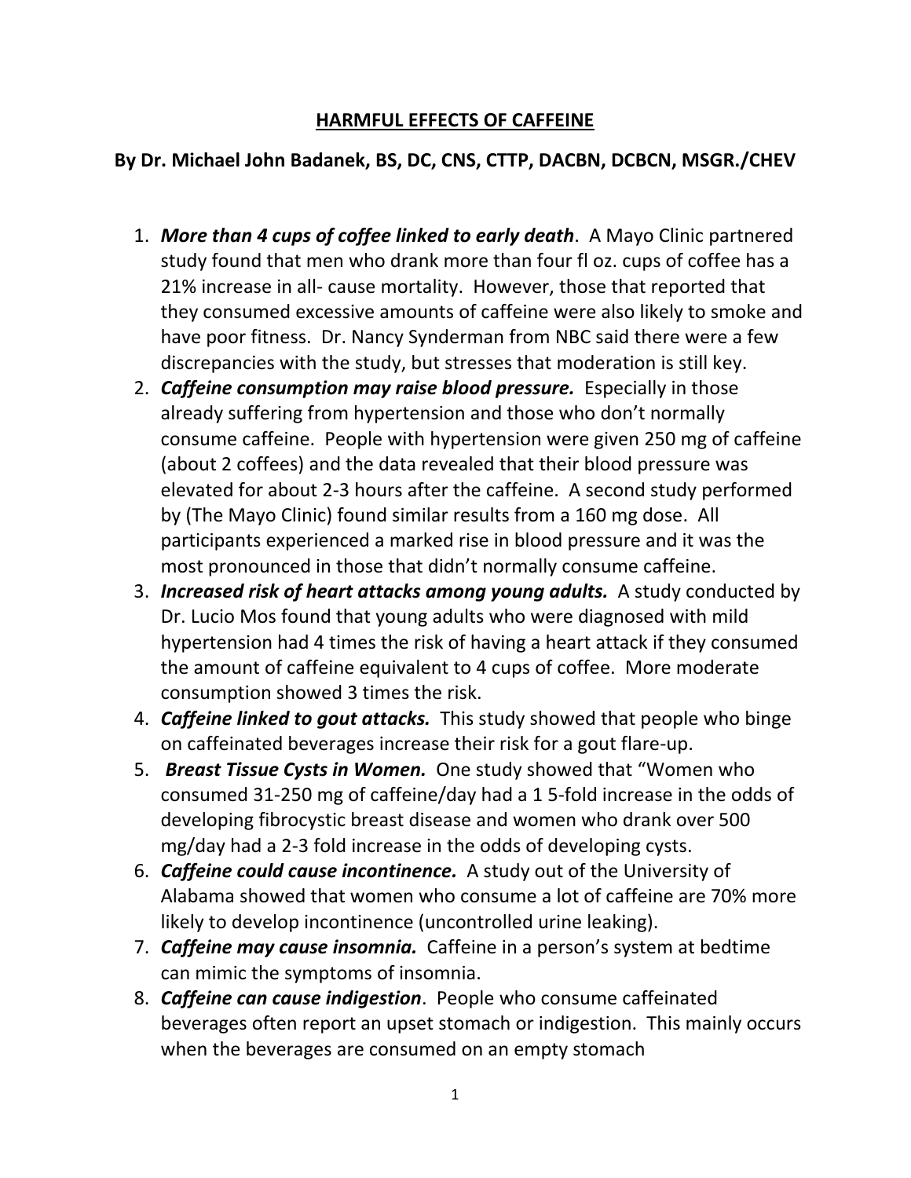## HARMFUL EFFECTS OF CAFFEINE

**By Dr. Michael John Badanek, BS, DC, CNS, CTTP, DACBN, DCBCN, MSGR./CHEV**

1. ***More than 4 cups of coffee linked to early death***. A Mayo Clinic partnered study found that men who drank more than four fl oz. cups of coffee has a 21% increase in all- cause mortality. However, those that reported that they consumed excessive amounts of caffeine were also likely to smoke and have poor fitness. Dr. Nancy Synderman from NBC said there were a few discrepancies with the study, but stresses that moderation is still key.
2. ***Caffeine consumption may raise blood pressure.*** Especially in those already suffering from hypertension and those who don't normally consume caffeine. People with hypertension were given 250 mg of caffeine (about 2 coffees) and the data revealed that their blood pressure was elevated for about 2-3 hours after the caffeine. A second study performed by (The Mayo Clinic) found similar results from a 160 mg dose. All participants experienced a marked rise in blood pressure and it was the most pronounced in those that didn't normally consume caffeine.
3. ***Increased risk of heart attacks among young adults.*** A study conducted by Dr. Lucio Mos found that young adults who were diagnosed with mild hypertension had 4 times the risk of having a heart attack if they consumed the amount of caffeine equivalent to 4 cups of coffee. More moderate consumption showed 3 times the risk.
4. ***Caffeine linked to gout attacks.*** This study showed that people who binge on caffeinated beverages increase their risk for a gout flare-up.
5. ***Breast Tissue Cysts in Women.*** One study showed that "Women who consumed 31-250 mg of caffeine/day had a 1 5-fold increase in the odds of developing fibrocystic breast disease and women who drank over 500 mg/day had a 2-3 fold increase in the odds of developing cysts.
6. ***Caffeine could cause incontinence.*** A study out of the University of Alabama showed that women who consume a lot of caffeine are 70% more likely to develop incontinence (uncontrolled urine leaking).
7. ***Caffeine may cause insomnia.*** Caffeine in a person's system at bedtime can mimic the symptoms of insomnia.
8. ***Caffeine can cause indigestion***. People who consume caffeinated beverages often report an upset stomach or indigestion. This mainly occurs when the beverages are consumed on an empty stomach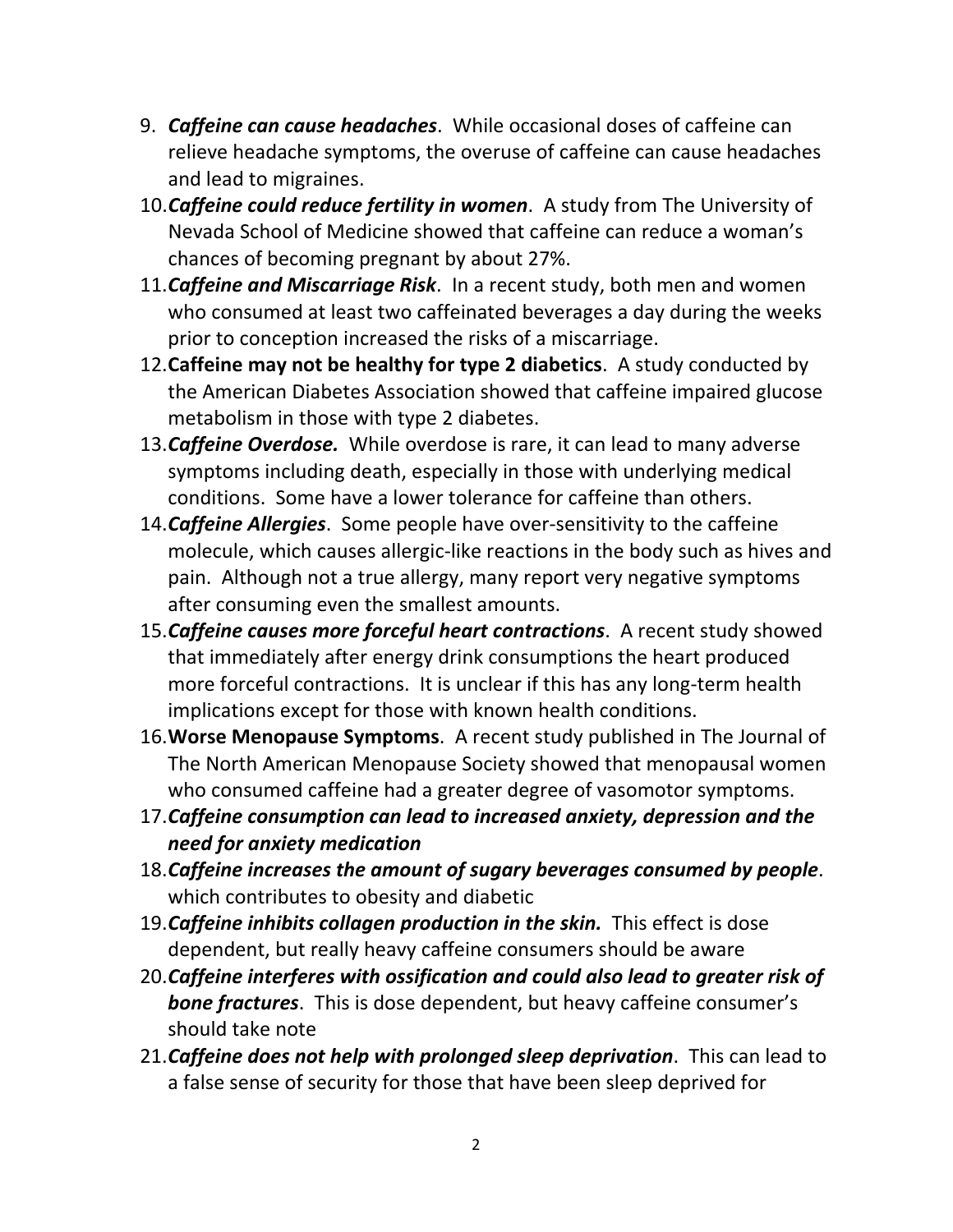9. ***Caffeine can cause headaches***. While occasional doses of caffeine can relieve headache symptoms, the overuse of caffeine can cause headaches and lead to migraines.
10. ***Caffeine could reduce fertility in women***. A study from The University of Nevada School of Medicine showed that caffeine can reduce a woman's chances of becoming pregnant by about 27%.
11. ***Caffeine and Miscarriage Risk***. In a recent study, both men and women who consumed at least two caffeinated beverages a day during the weeks prior to conception increased the risks of a miscarriage.
12. **Caffeine may not be healthy for type 2 diabetics**. A study conducted by the American Diabetes Association showed that caffeine impaired glucose metabolism in those with type 2 diabetes.
13. ***Caffeine Overdose.*** While overdose is rare, it can lead to many adverse symptoms including death, especially in those with underlying medical conditions. Some have a lower tolerance for caffeine than others.
14. ***Caffeine Allergies***. Some people have over-sensitivity to the caffeine molecule, which causes allergic-like reactions in the body such as hives and pain. Although not a true allergy, many report very negative symptoms after consuming even the smallest amounts.
15. ***Caffeine causes more forceful heart contractions***. A recent study showed that immediately after energy drink consumptions the heart produced more forceful contractions. It is unclear if this has any long-term health implications except for those with known health conditions.
16. **Worse Menopause Symptoms**. A recent study published in The Journal of The North American Menopause Society showed that menopausal women who consumed caffeine had a greater degree of vasomotor symptoms.
17. ***Caffeine consumption can lead to increased anxiety, depression and the need for anxiety medication***
18. ***Caffeine increases the amount of sugary beverages consumed by people***. which contributes to obesity and diabetic
19. ***Caffeine inhibits collagen production in the skin.*** This effect is dose dependent, but really heavy caffeine consumers should be aware
20. ***Caffeine interferes with ossification and could also lead to greater risk of bone fractures***. This is dose dependent, but heavy caffeine consumer's should take note
21. ***Caffeine does not help with prolonged sleep deprivation***. This can lead to a false sense of security for those that have been sleep deprived for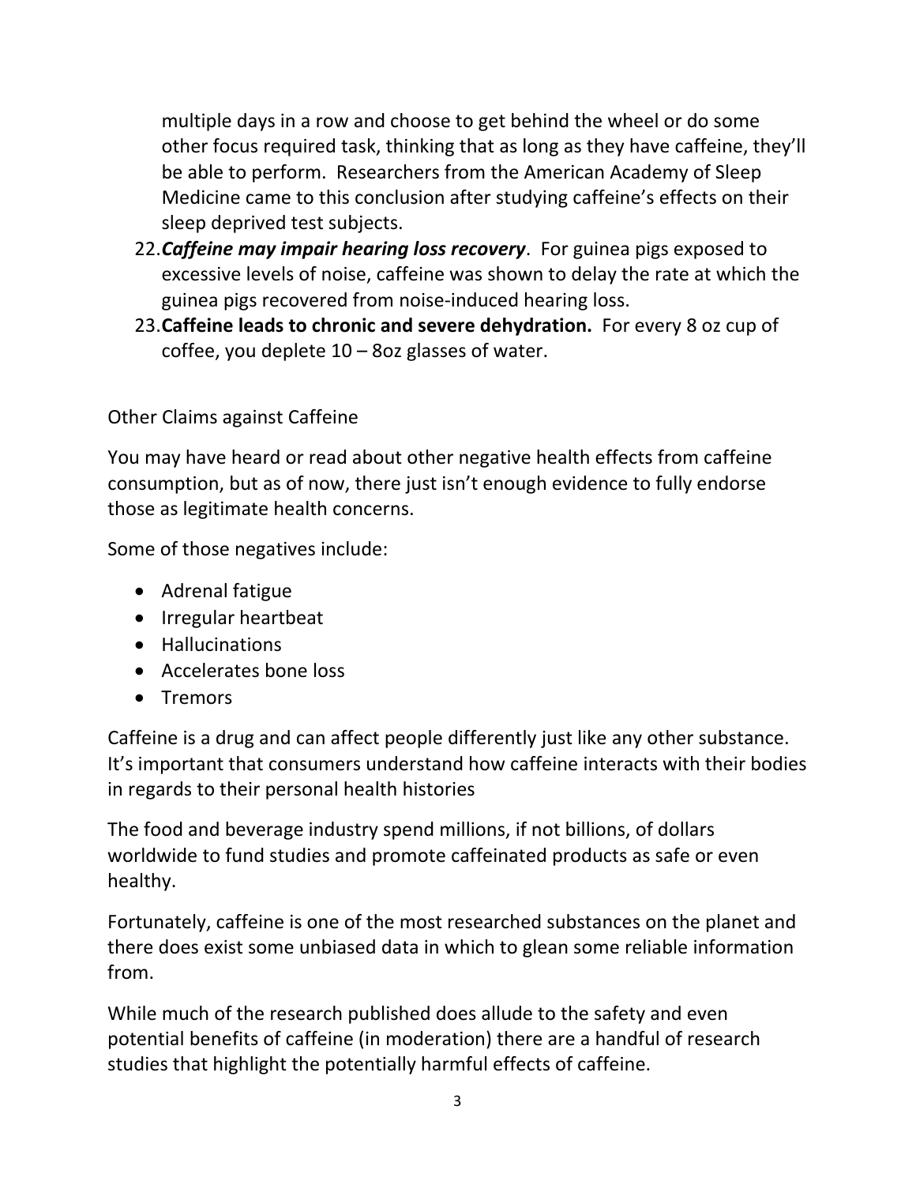multiple days in a row and choose to get behind the wheel or do some other focus required task, thinking that as long as they have caffeine, they'll be able to perform. Researchers from the American Academy of Sleep Medicine came to this conclusion after studying caffeine's effects on their sleep deprived test subjects.

22. ***Caffeine may impair hearing loss recovery***. For guinea pigs exposed to excessive levels of noise, caffeine was shown to delay the rate at which the guinea pigs recovered from noise-induced hearing loss.
23. **Caffeine leads to chronic and severe dehydration.** For every 8 oz cup of coffee, you deplete 10 – 8oz glasses of water.

Other Claims against Caffeine

You may have heard or read about other negative health effects from caffeine consumption, but as of now, there just isn't enough evidence to fully endorse those as legitimate health concerns.

Some of those negatives include:

- Adrenal fatigue
- Irregular heartbeat
- Hallucinations
- Accelerates bone loss
- Tremors

Caffeine is a drug and can affect people differently just like any other substance. It's important that consumers understand how caffeine interacts with their bodies in regards to their personal health histories

The food and beverage industry spend millions, if not billions, of dollars worldwide to fund studies and promote caffeinated products as safe or even healthy.

Fortunately, caffeine is one of the most researched substances on the planet and there does exist some unbiased data in which to glean some reliable information from.

While much of the research published does allude to the safety and even potential benefits of caffeine (in moderation) there are a handful of research studies that highlight the potentially harmful effects of caffeine.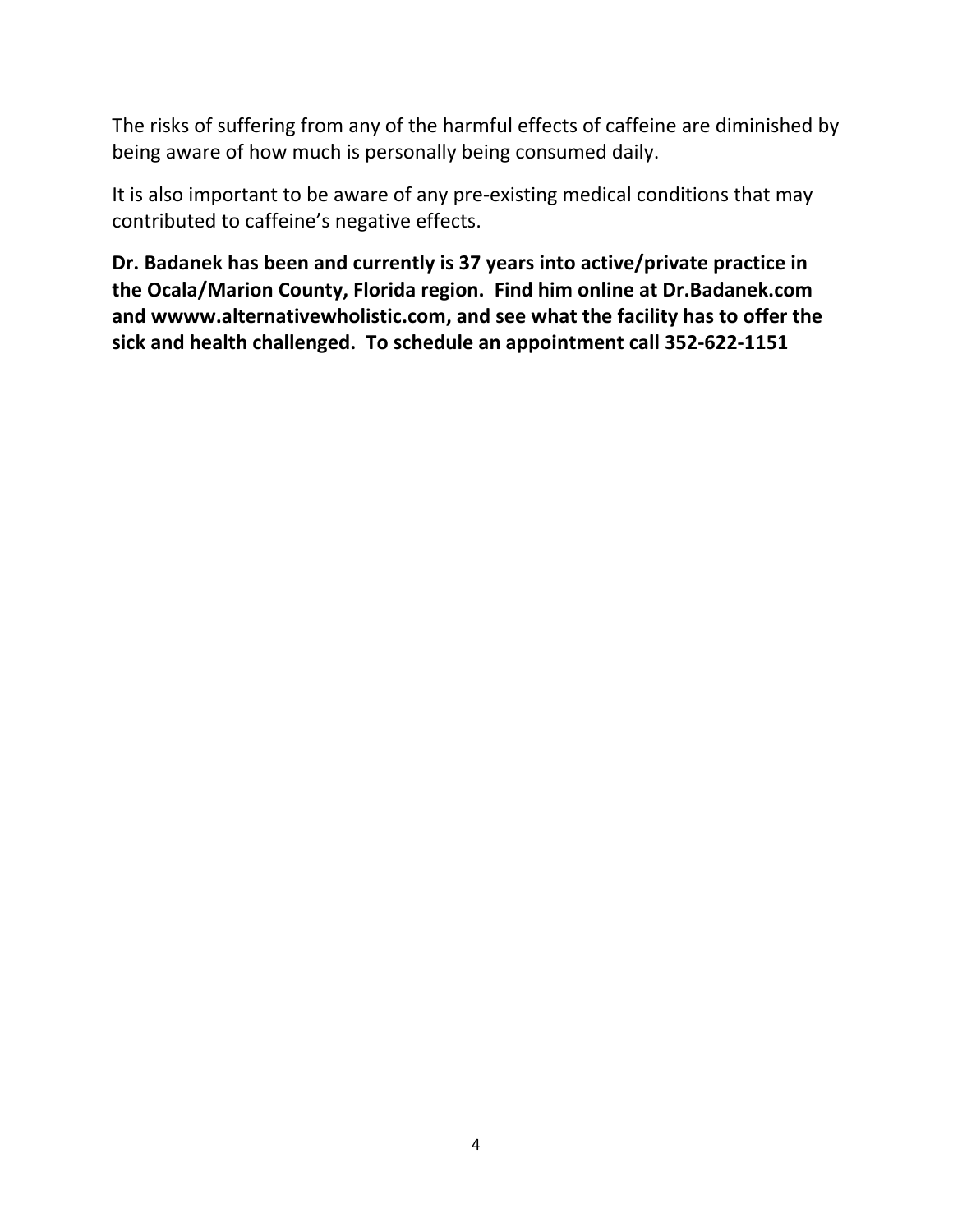The risks of suffering from any of the harmful effects of caffeine are diminished by being aware of how much is personally being consumed daily.

It is also important to be aware of any pre-existing medical conditions that may contributed to caffeine's negative effects.

**Dr. Badanek has been and currently is 37 years into active/private practice in the Ocala/Marion County, Florida region. Find him online at Dr.Badanek.com and wwww.alternativewholistic.com, and see what the facility has to offer the sick and health challenged. To schedule an appointment call 352-622-1151**